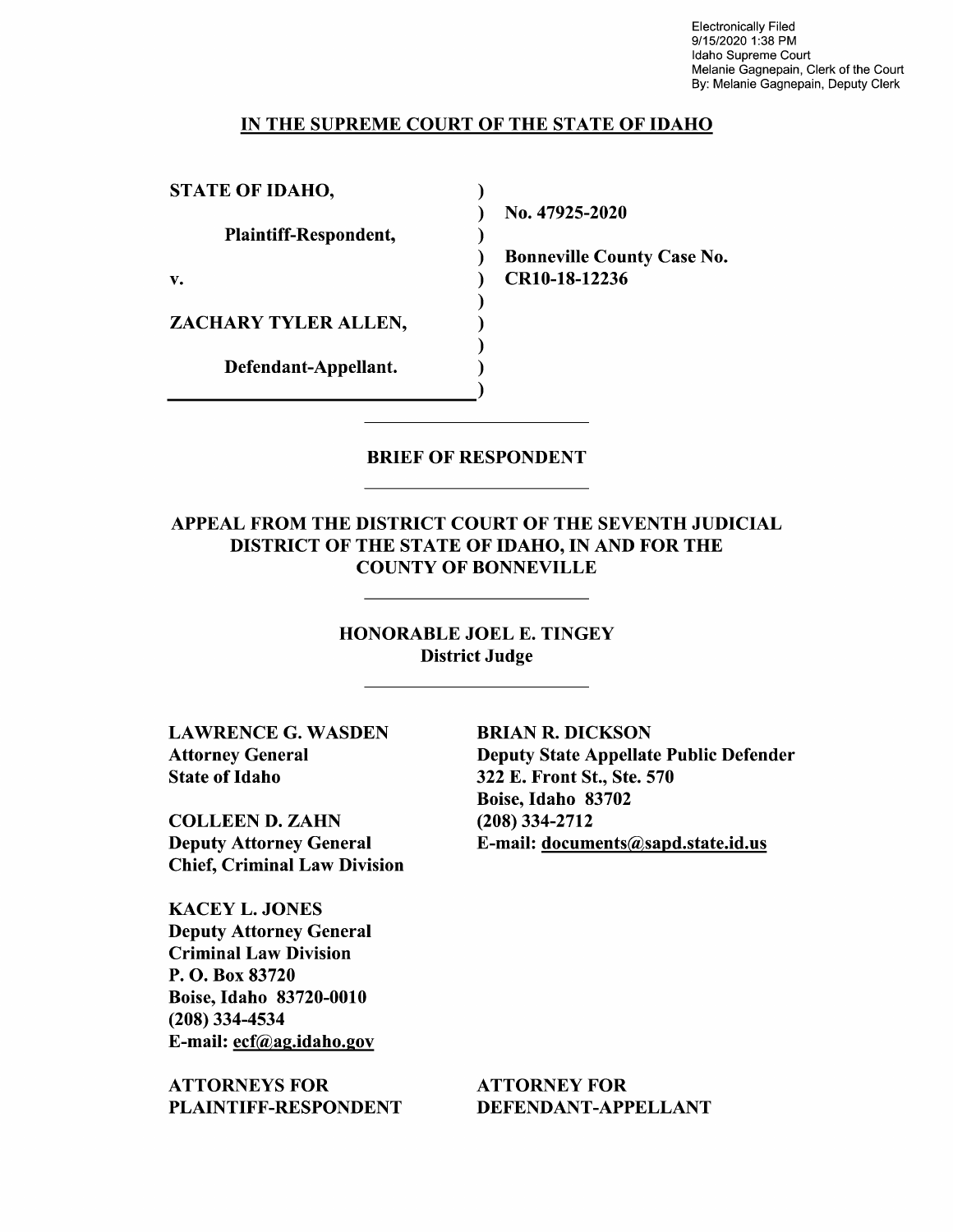Electronically Filed
9/15/2020 1:38 PM
Idaho Supreme Court
Melanie Gagnepain, Clerk of the Court
By: Melanie Gagnepain, Deputy Clerk

**IN THE SUPREME COURT OF THE STATE OF IDAHO**

| | | |
|---|---|---|
| **STATE OF IDAHO,** | ) | |
| | ) | **No. 47925-2020** |
| **Plaintiff-Respondent,** | ) | |
| | ) | **Bonneville County Case No.** |
| **v.** | ) | **CR10-18-12236** |
| | ) | |
| **ZACHARY TYLER ALLEN,** | ) | |
| | ) | |
| **Defendant-Appellant.** | ) | |
| | ) | |

## BRIEF OF RESPONDENT

**APPEAL FROM THE DISTRICT COURT OF THE SEVENTH JUDICIAL DISTRICT OF THE STATE OF IDAHO, IN AND FOR THE COUNTY OF BONNEVILLE**

**HONORABLE JOEL E. TINGEY**
**District Judge**

**LAWRENCE G. WASDEN**
**Attorney General**
**State of Idaho**

**COLLEEN D. ZAHN**
**Deputy Attorney General**
**Chief, Criminal Law Division**

**KACEY L. JONES**
**Deputy Attorney General**
**Criminal Law Division**
**P. O. Box 83720**
**Boise, Idaho 83720-0010**
**(208) 334-4534**
**E-mail: ecf@ag.idaho.gov**

**ATTORNEYS FOR PLAINTIFF-RESPONDENT**

**BRIAN R. DICKSON**
**Deputy State Appellate Public Defender**
**322 E. Front St., Ste. 570**
**Boise, Idaho 83702**
**(208) 334-2712**
**E-mail: documents@sapd.state.id.us**

**ATTORNEY FOR DEFENDANT-APPELLANT**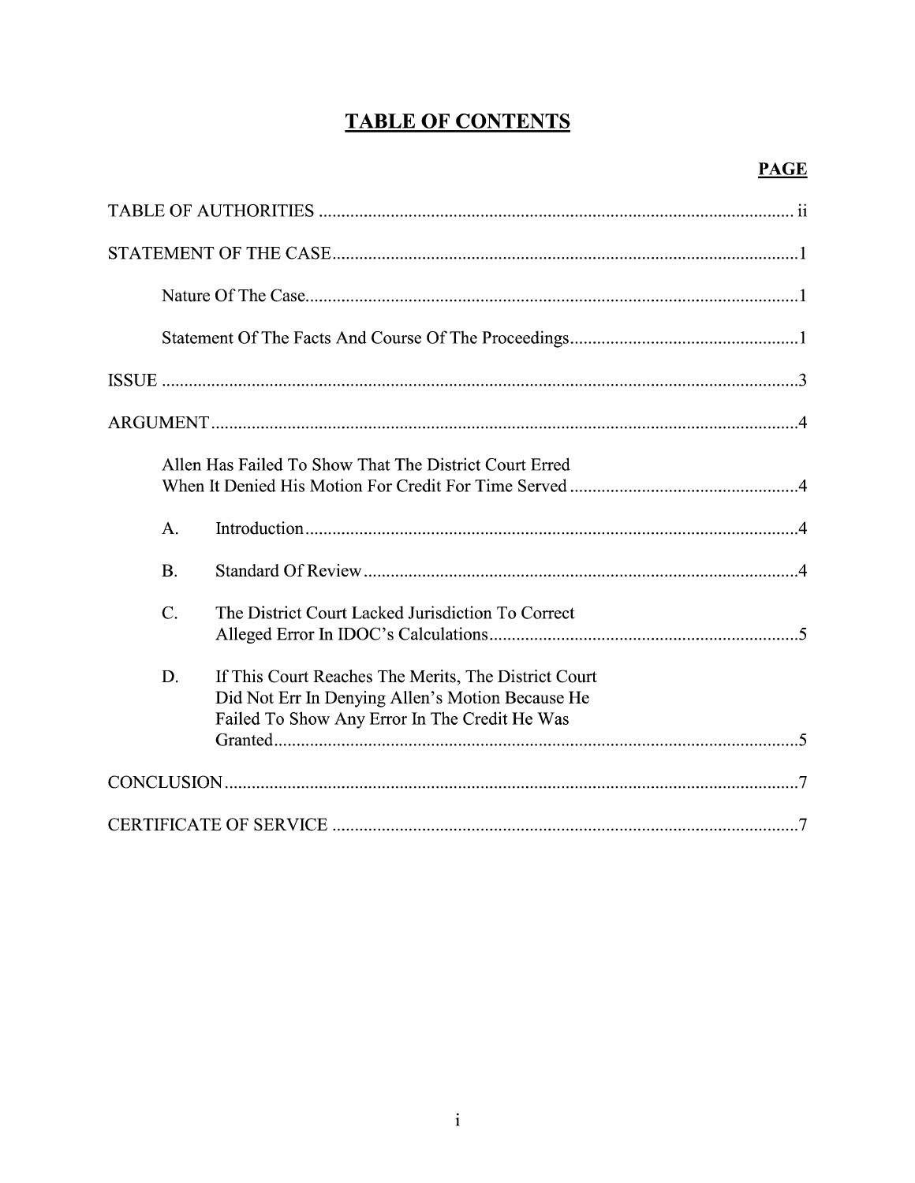# TABLE OF CONTENTS

| | PAGE |
|---|---|
| TABLE OF AUTHORITIES | ii |
| STATEMENT OF THE CASE | 1 |
| Nature Of The Case | 1 |
| Statement Of The Facts And Course Of The Proceedings | 1 |
| ISSUE | 3 |
| ARGUMENT | 4 |
| Allen Has Failed To Show That The District Court Erred When It Denied His Motion For Credit For Time Served | 4 |
| A. Introduction | 4 |
| B. Standard Of Review | 4 |
| C. The District Court Lacked Jurisdiction To Correct Alleged Error In IDOC's Calculations | 5 |
| D. If This Court Reaches The Merits, The District Court Did Not Err In Denying Allen's Motion Because He Failed To Show Any Error In The Credit He Was Granted | 5 |
| CONCLUSION | 7 |
| CERTIFICATE OF SERVICE | 7 |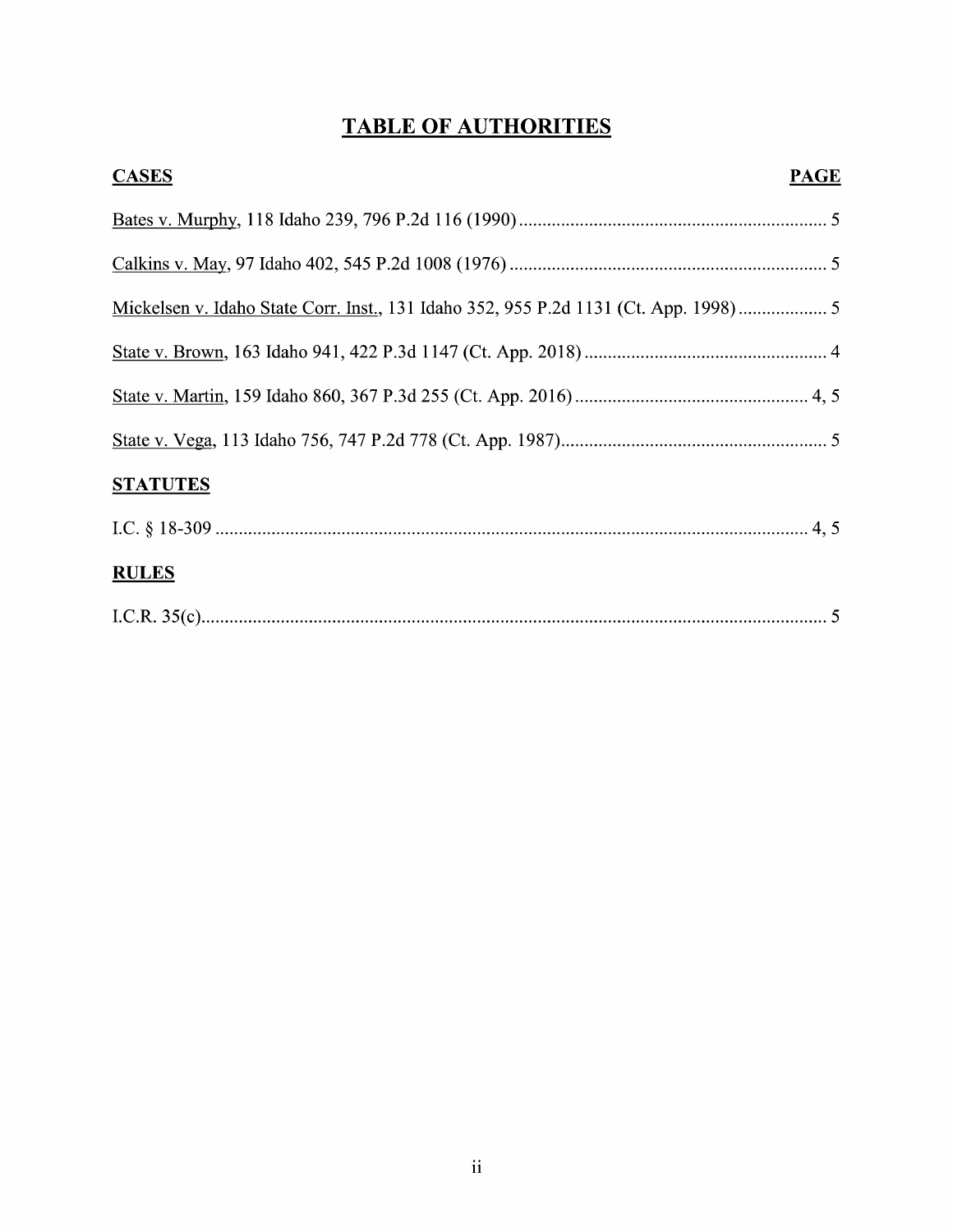# TABLE OF AUTHORITIES

| CASES | PAGE |
| --- | --- |
| Bates v. Murphy, 118 Idaho 239, 796 P.2d 116 (1990) | 5 |
| Calkins v. May, 97 Idaho 402, 545 P.2d 1008 (1976) | 5 |
| Mickelsen v. Idaho State Corr. Inst., 131 Idaho 352, 955 P.2d 1131 (Ct. App. 1998) | 5 |
| State v. Brown, 163 Idaho 941, 422 P.3d 1147 (Ct. App. 2018) | 4 |
| State v. Martin, 159 Idaho 860, 367 P.3d 255 (Ct. App. 2016) | 4, 5 |
| State v. Vega, 113 Idaho 756, 747 P.2d 778 (Ct. App. 1987) | 5 |

**STATUTES**

| | |
| --- | --- |
| I.C. § 18-309 | 4, 5 |

**RULES**

| | |
| --- | --- |
| I.C.R. 35(c) | 5 |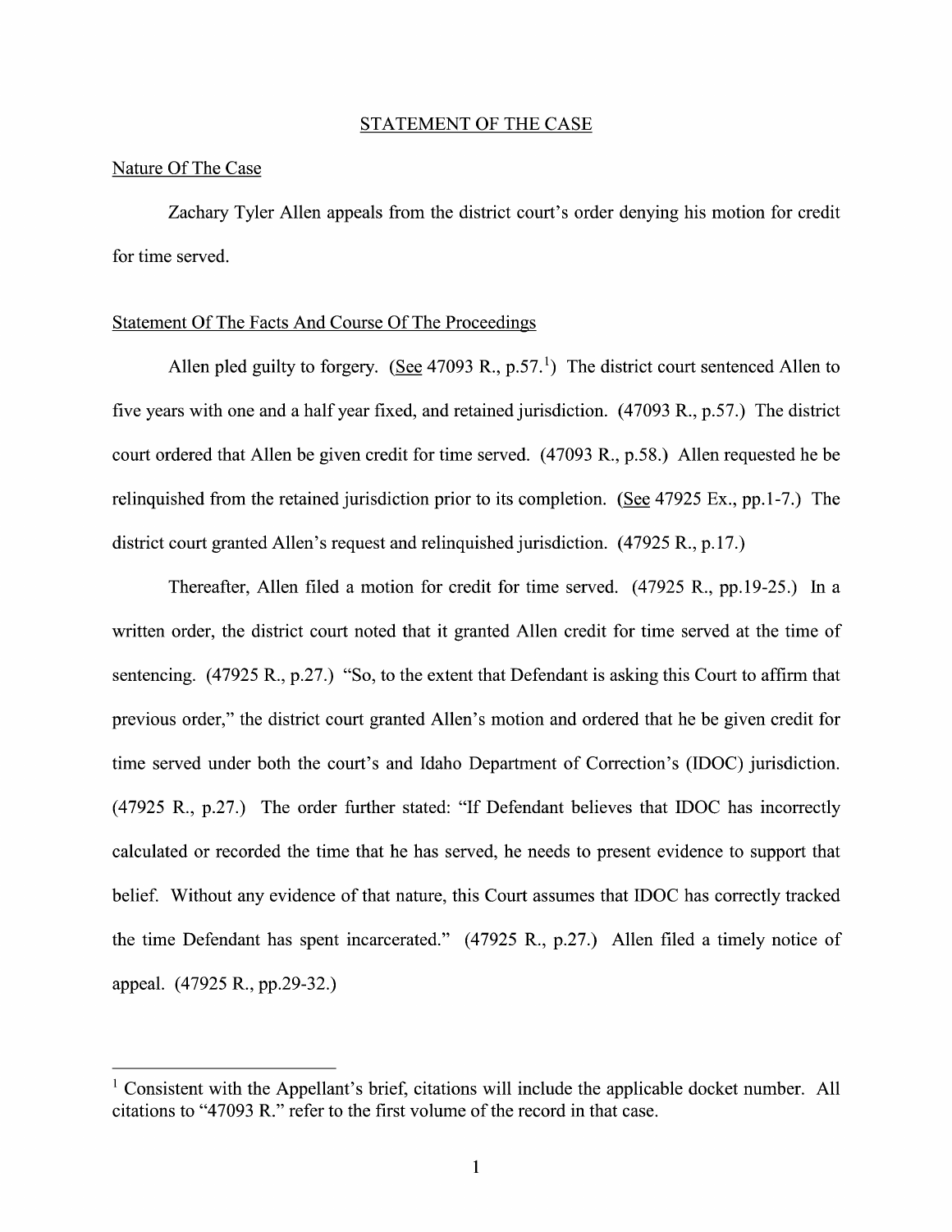## STATEMENT OF THE CASE

### Nature Of The Case

Zachary Tyler Allen appeals from the district court's order denying his motion for credit for time served.

### Statement Of The Facts And Course Of The Proceedings

Allen pled guilty to forgery. (See 47093 R., p.57.[1]) The district court sentenced Allen to five years with one and a half year fixed, and retained jurisdiction. (47093 R., p.57.) The district court ordered that Allen be given credit for time served. (47093 R., p.58.) Allen requested he be relinquished from the retained jurisdiction prior to its completion. (See 47925 Ex., pp.1-7.) The district court granted Allen's request and relinquished jurisdiction. (47925 R., p.17.)

Thereafter, Allen filed a motion for credit for time served. (47925 R., pp.19-25.) In a written order, the district court noted that it granted Allen credit for time served at the time of sentencing. (47925 R., p.27.) "So, to the extent that Defendant is asking this Court to affirm that previous order," the district court granted Allen's motion and ordered that he be given credit for time served under both the court's and Idaho Department of Correction's (IDOC) jurisdiction. (47925 R., p.27.) The order further stated: "If Defendant believes that IDOC has incorrectly calculated or recorded the time that he has served, he needs to present evidence to support that belief. Without any evidence of that nature, this Court assumes that IDOC has correctly tracked the time Defendant has spent incarcerated." (47925 R., p.27.) Allen filed a timely notice of appeal. (47925 R., pp.29-32.)

---

[1] Consistent with the Appellant's brief, citations will include the applicable docket number. All citations to "47093 R." refer to the first volume of the record in that case.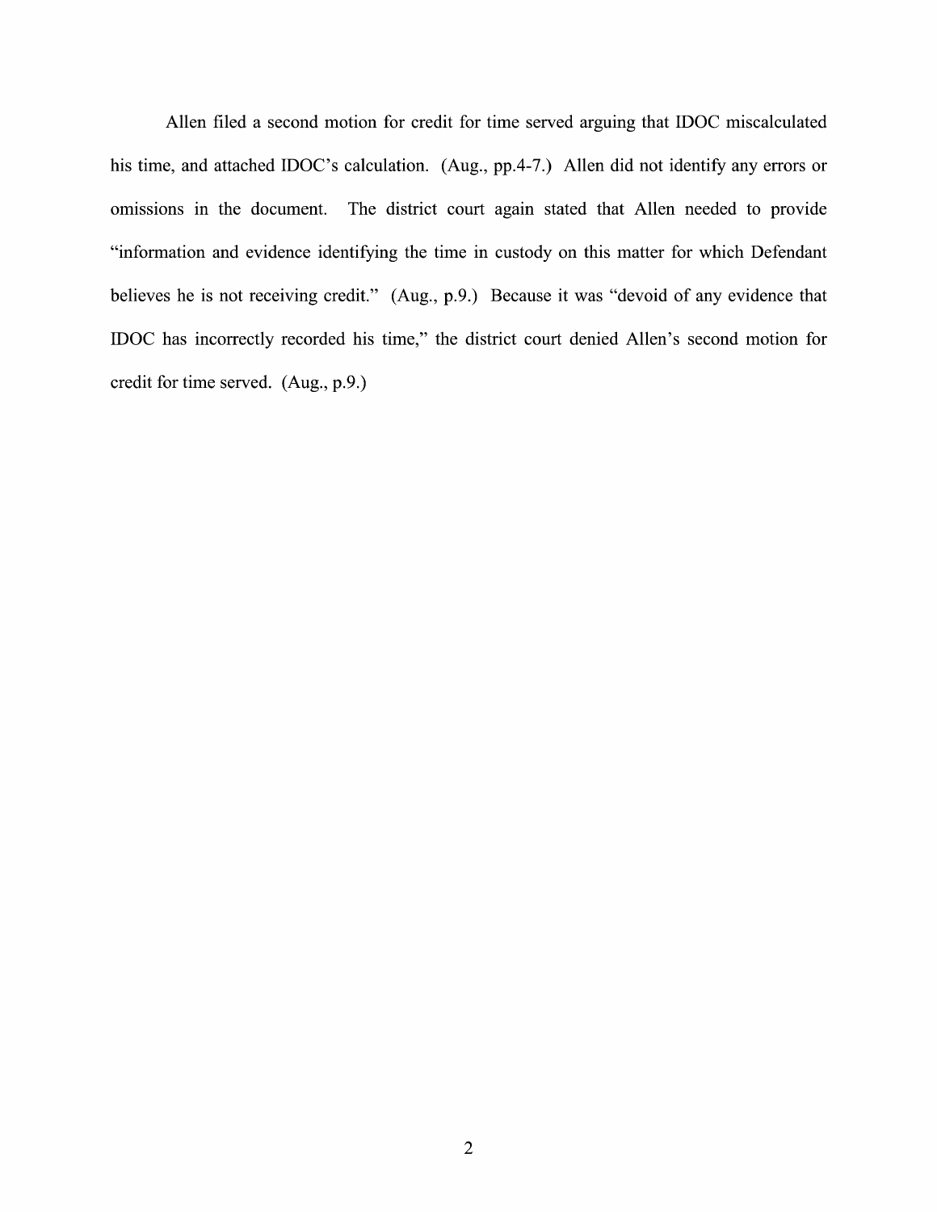Allen filed a second motion for credit for time served arguing that IDOC miscalculated his time, and attached IDOC's calculation. (Aug., pp.4-7.) Allen did not identify any errors or omissions in the document. The district court again stated that Allen needed to provide "information and evidence identifying the time in custody on this matter for which Defendant believes he is not receiving credit." (Aug., p.9.) Because it was "devoid of any evidence that IDOC has incorrectly recorded his time," the district court denied Allen's second motion for credit for time served. (Aug., p.9.)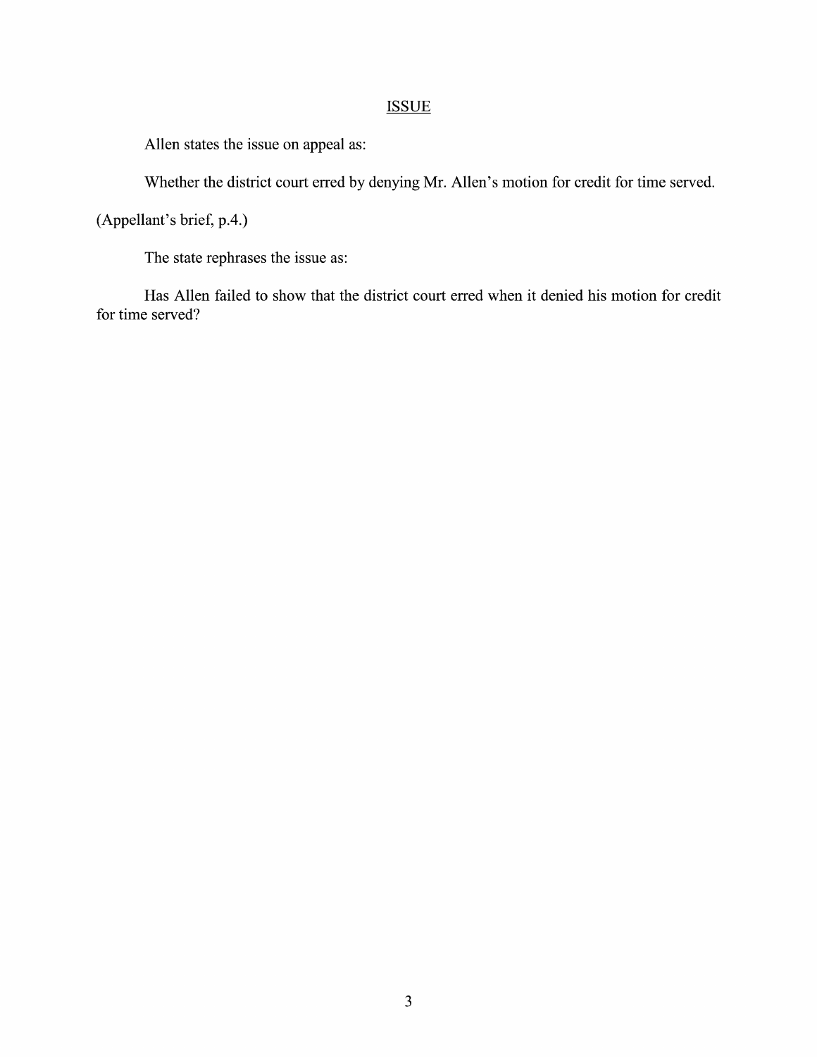## ISSUE

Allen states the issue on appeal as:

Whether the district court erred by denying Mr. Allen's motion for credit for time served.

(Appellant's brief, p.4.)

The state rephrases the issue as:

Has Allen failed to show that the district court erred when it denied his motion for credit for time served?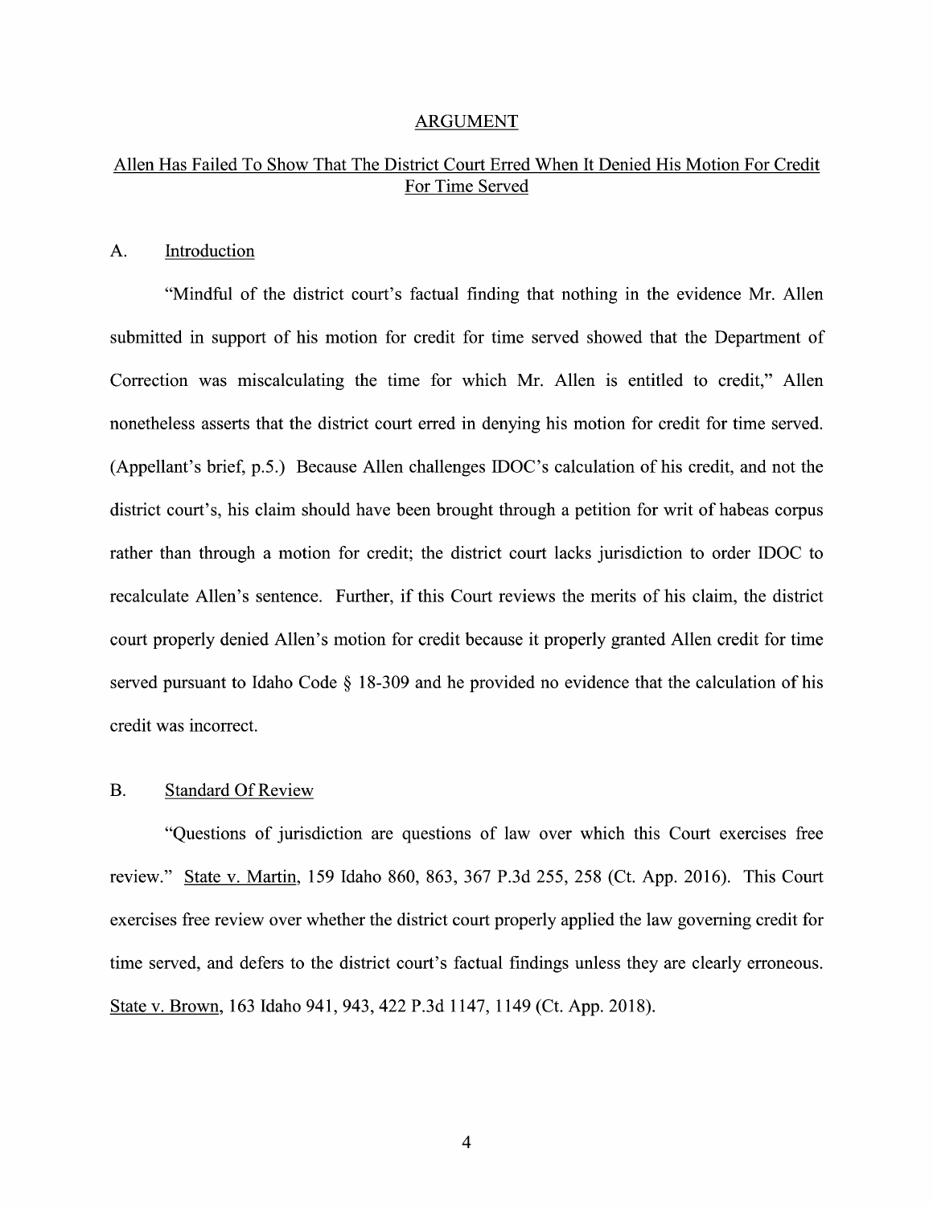## ARGUMENT

### Allen Has Failed To Show That The District Court Erred When It Denied His Motion For Credit For Time Served

#### A. Introduction

"Mindful of the district court's factual finding that nothing in the evidence Mr. Allen submitted in support of his motion for credit for time served showed that the Department of Correction was miscalculating the time for which Mr. Allen is entitled to credit," Allen nonetheless asserts that the district court erred in denying his motion for credit for time served. (Appellant's brief, p.5.) Because Allen challenges IDOC's calculation of his credit, and not the district court's, his claim should have been brought through a petition for writ of habeas corpus rather than through a motion for credit; the district court lacks jurisdiction to order IDOC to recalculate Allen's sentence. Further, if this Court reviews the merits of his claim, the district court properly denied Allen's motion for credit because it properly granted Allen credit for time served pursuant to Idaho Code § 18-309 and he provided no evidence that the calculation of his credit was incorrect.

#### B. Standard Of Review

"Questions of jurisdiction are questions of law over which this Court exercises free review." State v. Martin, 159 Idaho 860, 863, 367 P.3d 255, 258 (Ct. App. 2016). This Court exercises free review over whether the district court properly applied the law governing credit for time served, and defers to the district court's factual findings unless they are clearly erroneous. State v. Brown, 163 Idaho 941, 943, 422 P.3d 1147, 1149 (Ct. App. 2018).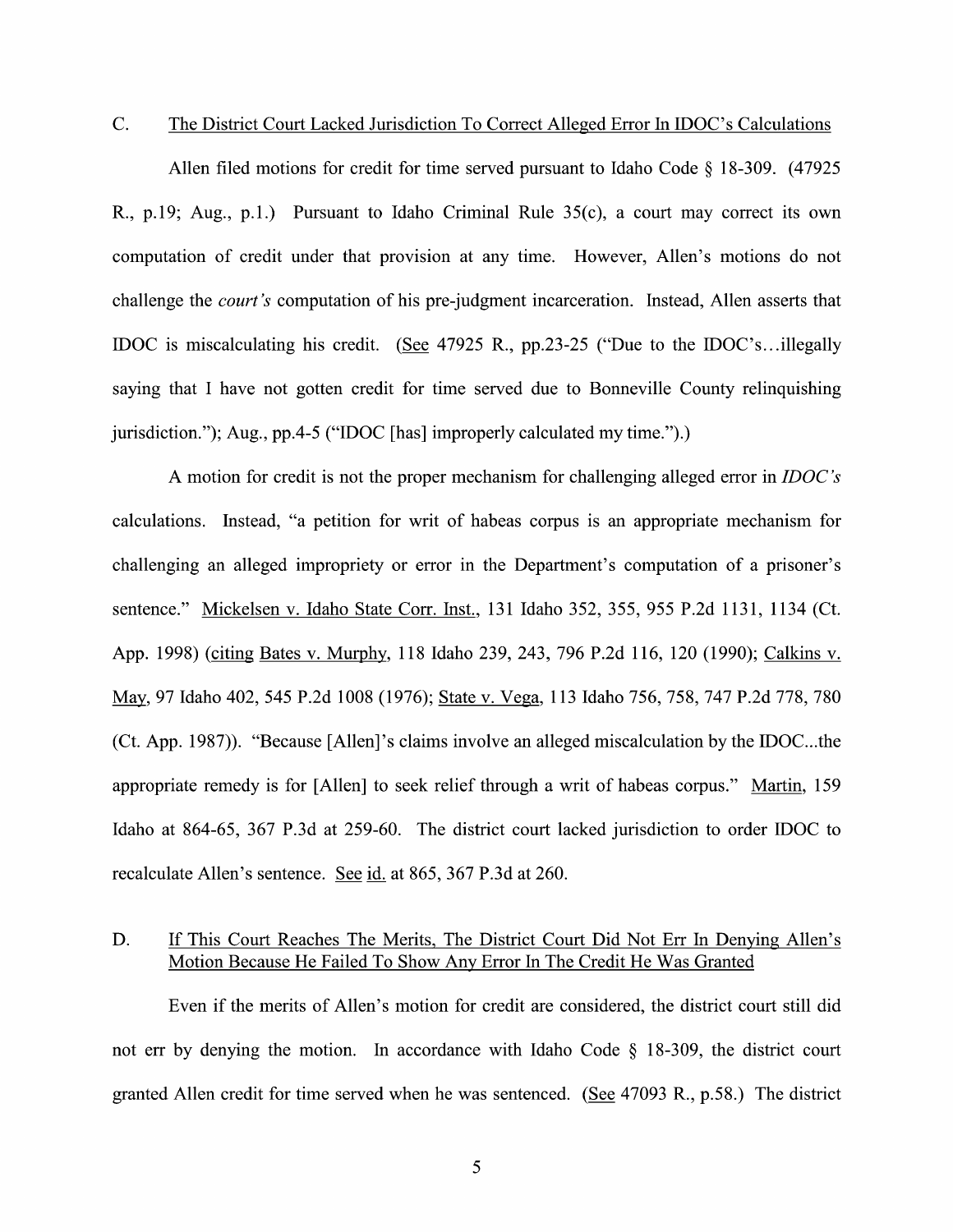## C. <u>The District Court Lacked Jurisdiction To Correct Alleged Error In IDOC's Calculations</u>

Allen filed motions for credit for time served pursuant to Idaho Code § 18-309. (47925 R., p.19; Aug., p.1.) Pursuant to Idaho Criminal Rule 35(c), a court may correct its own computation of credit under that provision at any time. However, Allen's motions do not challenge the *court's* computation of his pre-judgment incarceration. Instead, Allen asserts that IDOC is miscalculating his credit. (<u>See</u> 47925 R., pp.23-25 ("Due to the IDOC's…illegally saying that I have not gotten credit for time served due to Bonneville County relinquishing jurisdiction."); Aug., pp.4-5 ("IDOC [has] improperly calculated my time.").)

A motion for credit is not the proper mechanism for challenging alleged error in *IDOC's* calculations. Instead, "a petition for writ of habeas corpus is an appropriate mechanism for challenging an alleged impropriety or error in the Department's computation of a prisoner's sentence." <u>Mickelsen v. Idaho State Corr. Inst.</u>, 131 Idaho 352, 355, 955 P.2d 1131, 1134 (Ct. App. 1998) (<u>citing</u> <u>Bates v. Murphy</u>, 118 Idaho 239, 243, 796 P.2d 116, 120 (1990); <u>Calkins v. May</u>, 97 Idaho 402, 545 P.2d 1008 (1976); <u>State v. Vega</u>, 113 Idaho 756, 758, 747 P.2d 778, 780 (Ct. App. 1987)). "Because [Allen]'s claims involve an alleged miscalculation by the IDOC...the appropriate remedy is for [Allen] to seek relief through a writ of habeas corpus." <u>Martin</u>, 159 Idaho at 864-65, 367 P.3d at 259-60. The district court lacked jurisdiction to order IDOC to recalculate Allen's sentence. <u>See</u> <u>id.</u> at 865, 367 P.3d at 260.

## D. <u>If This Court Reaches The Merits, The District Court Did Not Err In Denying Allen's Motion Because He Failed To Show Any Error In The Credit He Was Granted</u>

Even if the merits of Allen's motion for credit are considered, the district court still did not err by denying the motion. In accordance with Idaho Code § 18-309, the district court granted Allen credit for time served when he was sentenced. (<u>See</u> 47093 R., p.58.) The district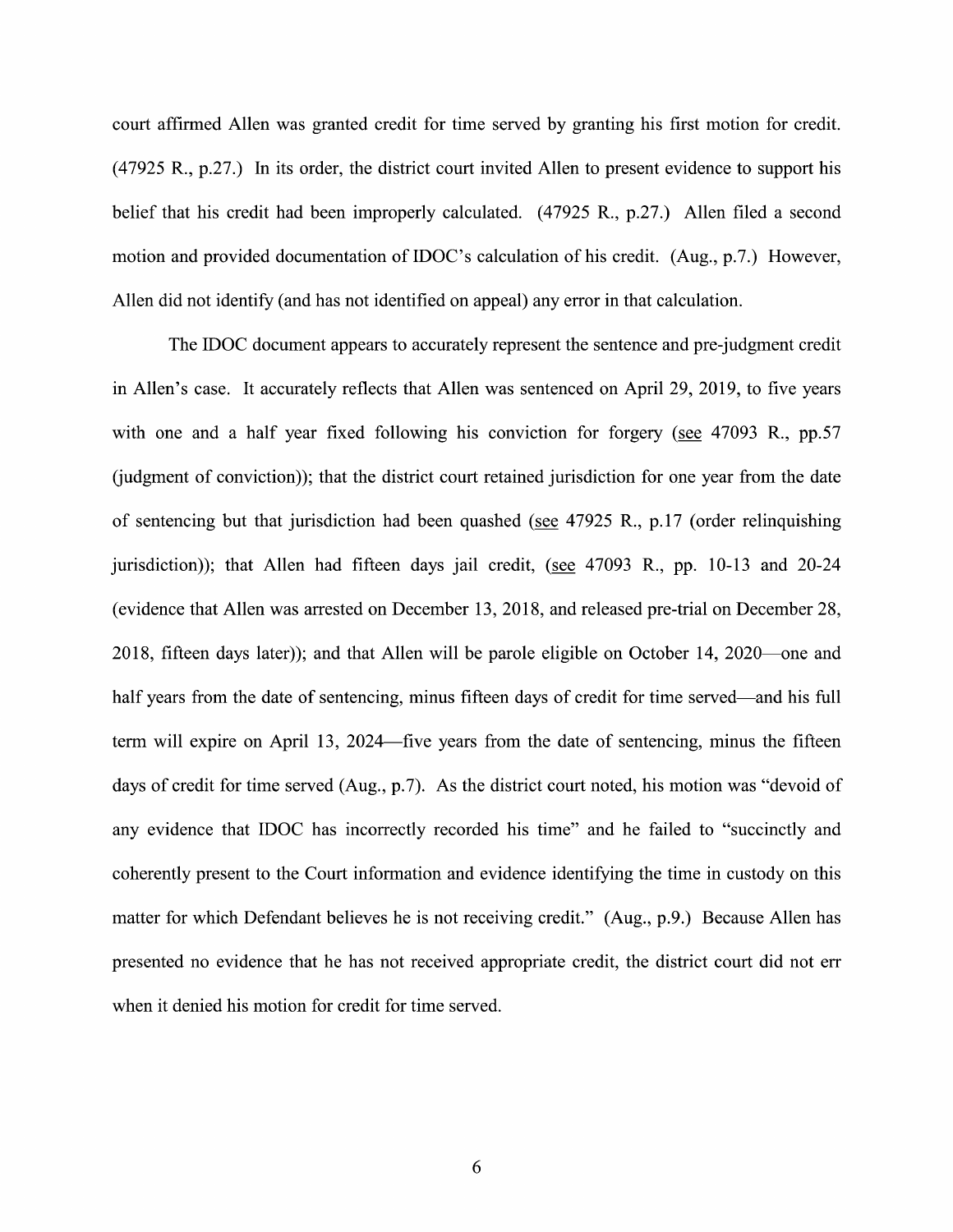court affirmed Allen was granted credit for time served by granting his first motion for credit. (47925 R., p.27.) In its order, the district court invited Allen to present evidence to support his belief that his credit had been improperly calculated. (47925 R., p.27.) Allen filed a second motion and provided documentation of IDOC's calculation of his credit. (Aug., p.7.) However, Allen did not identify (and has not identified on appeal) any error in that calculation.

The IDOC document appears to accurately represent the sentence and pre-judgment credit in Allen's case. It accurately reflects that Allen was sentenced on April 29, 2019, to five years with one and a half year fixed following his conviction for forgery (see 47093 R., pp.57 (judgment of conviction)); that the district court retained jurisdiction for one year from the date of sentencing but that jurisdiction had been quashed (see 47925 R., p.17 (order relinquishing jurisdiction)); that Allen had fifteen days jail credit, (see 47093 R., pp. 10-13 and 20-24 (evidence that Allen was arrested on December 13, 2018, and released pre-trial on December 28, 2018, fifteen days later)); and that Allen will be parole eligible on October 14, 2020—one and half years from the date of sentencing, minus fifteen days of credit for time served—and his full term will expire on April 13, 2024—five years from the date of sentencing, minus the fifteen days of credit for time served (Aug., p.7). As the district court noted, his motion was "devoid of any evidence that IDOC has incorrectly recorded his time" and he failed to "succinctly and coherently present to the Court information and evidence identifying the time in custody on this matter for which Defendant believes he is not receiving credit." (Aug., p.9.) Because Allen has presented no evidence that he has not received appropriate credit, the district court did not err when it denied his motion for credit for time served.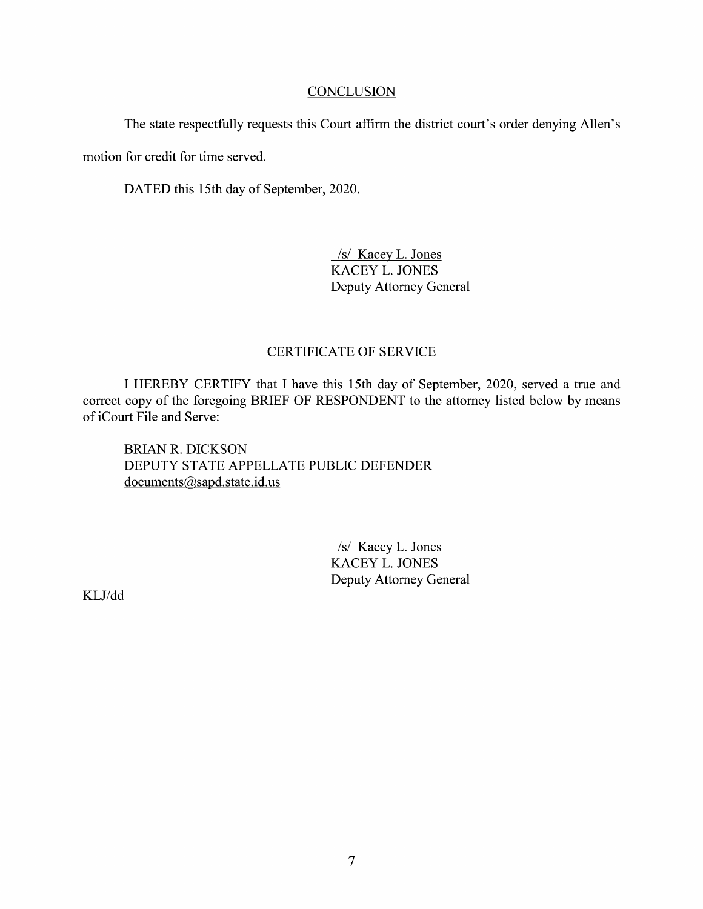## CONCLUSION

The state respectfully requests this Court affirm the district court's order denying Allen's motion for credit for time served.

DATED this 15th day of September, 2020.

/s/ Kacey L. Jones
KACEY L. JONES
Deputy Attorney General

## CERTIFICATE OF SERVICE

I HEREBY CERTIFY that I have this 15th day of September, 2020, served a true and correct copy of the foregoing BRIEF OF RESPONDENT to the attorney listed below by means of iCourt File and Serve:

BRIAN R. DICKSON
DEPUTY STATE APPELLATE PUBLIC DEFENDER
documents@sapd.state.id.us

/s/ Kacey L. Jones
KACEY L. JONES
Deputy Attorney General

KLJ/dd